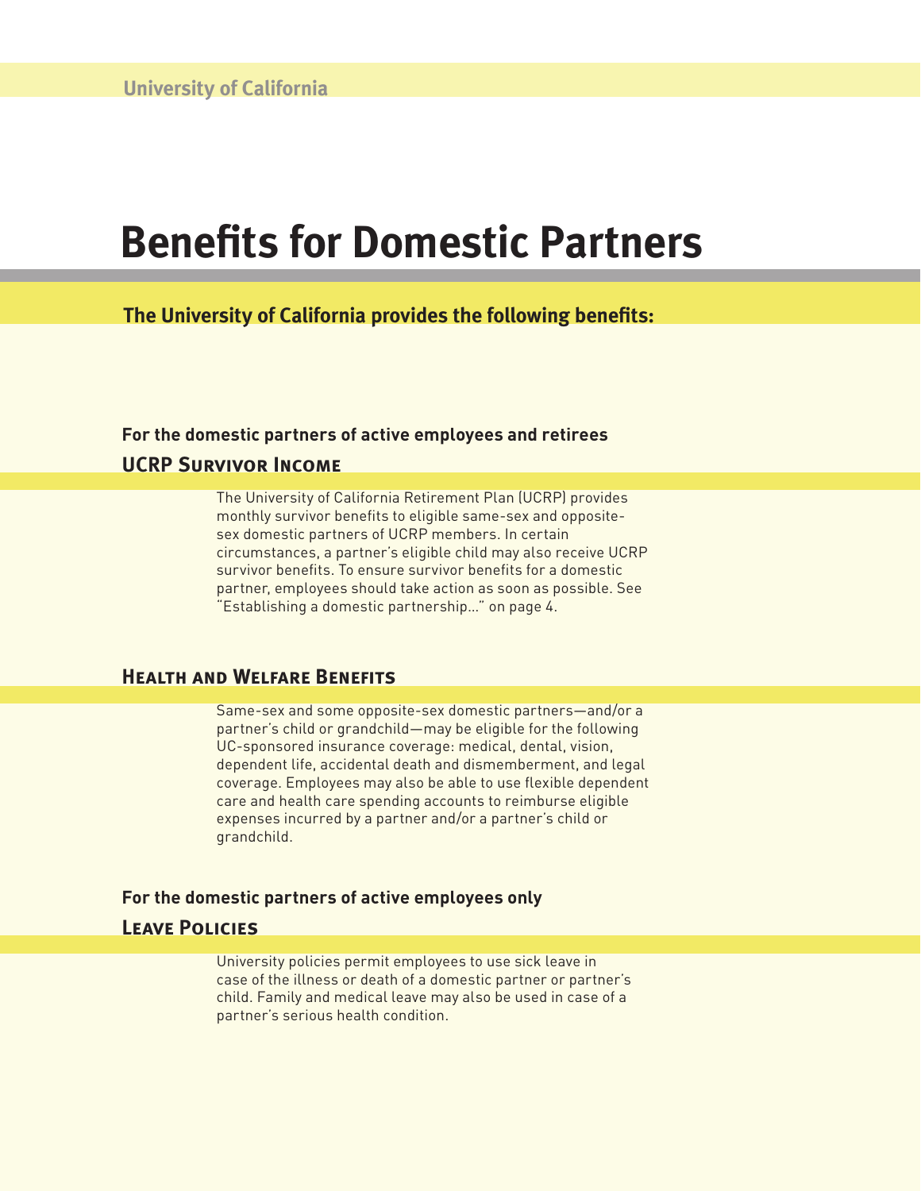University of California

# Benefits for Domestic Partners

**The University of California provides the following benefits:**

**For the domestic partners of active employees and retirees**

## UCRP Survivor Income

The University of California Retirement Plan (UCRP) provides monthly survivor benefits to eligible same-sex and opposite-sex domestic partners of UCRP members. In certain circumstances, a partner's eligible child may also receive UCRP survivor benefits. To ensure survivor benefits for a domestic partner, employees should take action as soon as possible. See "Establishing a domestic partnership..." on page 4.

## Health and Welfare Benefits

Same-sex and some opposite-sex domestic partners—and/or a partner's child or grandchild—may be eligible for the following UC-sponsored insurance coverage: medical, dental, vision, dependent life, accidental death and dismemberment, and legal coverage. Employees may also be able to use flexible dependent care and health care spending accounts to reimburse eligible expenses incurred by a partner and/or a partner's child or grandchild.

**For the domestic partners of active employees only**

## Leave Policies

University policies permit employees to use sick leave in case of the illness or death of a domestic partner or partner's child. Family and medical leave may also be used in case of a partner's serious health condition.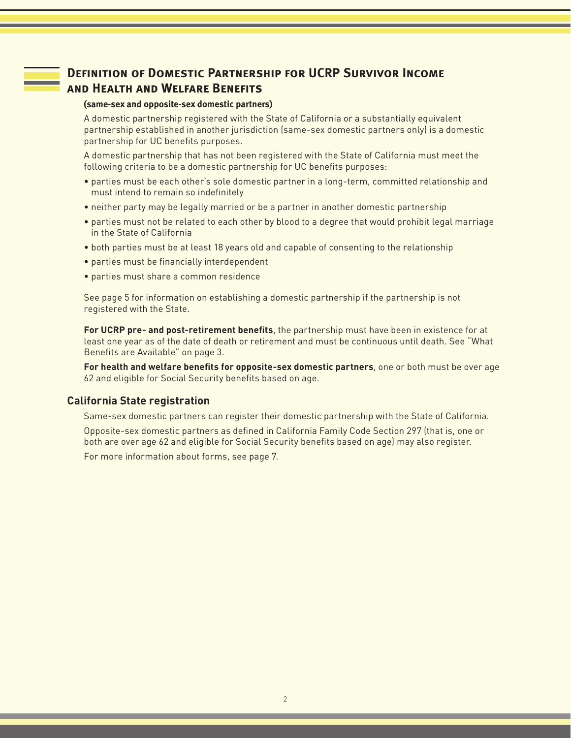## Definition of Domestic Partnership for UCRP Survivor Income and Health and Welfare Benefits

**(same-sex and opposite-sex domestic partners)**

A domestic partnership registered with the State of California or a substantially equivalent partnership established in another jurisdiction (same-sex domestic partners only) is a domestic partnership for UC benefits purposes.

A domestic partnership that has not been registered with the State of California must meet the following criteria to be a domestic partnership for UC benefits purposes:

- parties must be each other's sole domestic partner in a long-term, committed relationship and must intend to remain so indefinitely
- neither party may be legally married or be a partner in another domestic partnership
- parties must not be related to each other by blood to a degree that would prohibit legal marriage in the State of California
- both parties must be at least 18 years old and capable of consenting to the relationship
- parties must be financially interdependent
- parties must share a common residence

See page 5 for information on establishing a domestic partnership if the partnership is not registered with the State.

**For UCRP pre- and post-retirement benefits**, the partnership must have been in existence for at least one year as of the date of death or retirement and must be continuous until death. See "What Benefits are Available" on page 3.

**For health and welfare benefits for opposite-sex domestic partners**, one or both must be over age 62 and eligible for Social Security benefits based on age.

### California State registration

Same-sex domestic partners can register their domestic partnership with the State of California.

Opposite-sex domestic partners as defined in California Family Code Section 297 (that is, one or both are over age 62 and eligible for Social Security benefits based on age) may also register.

For more information about forms, see page 7.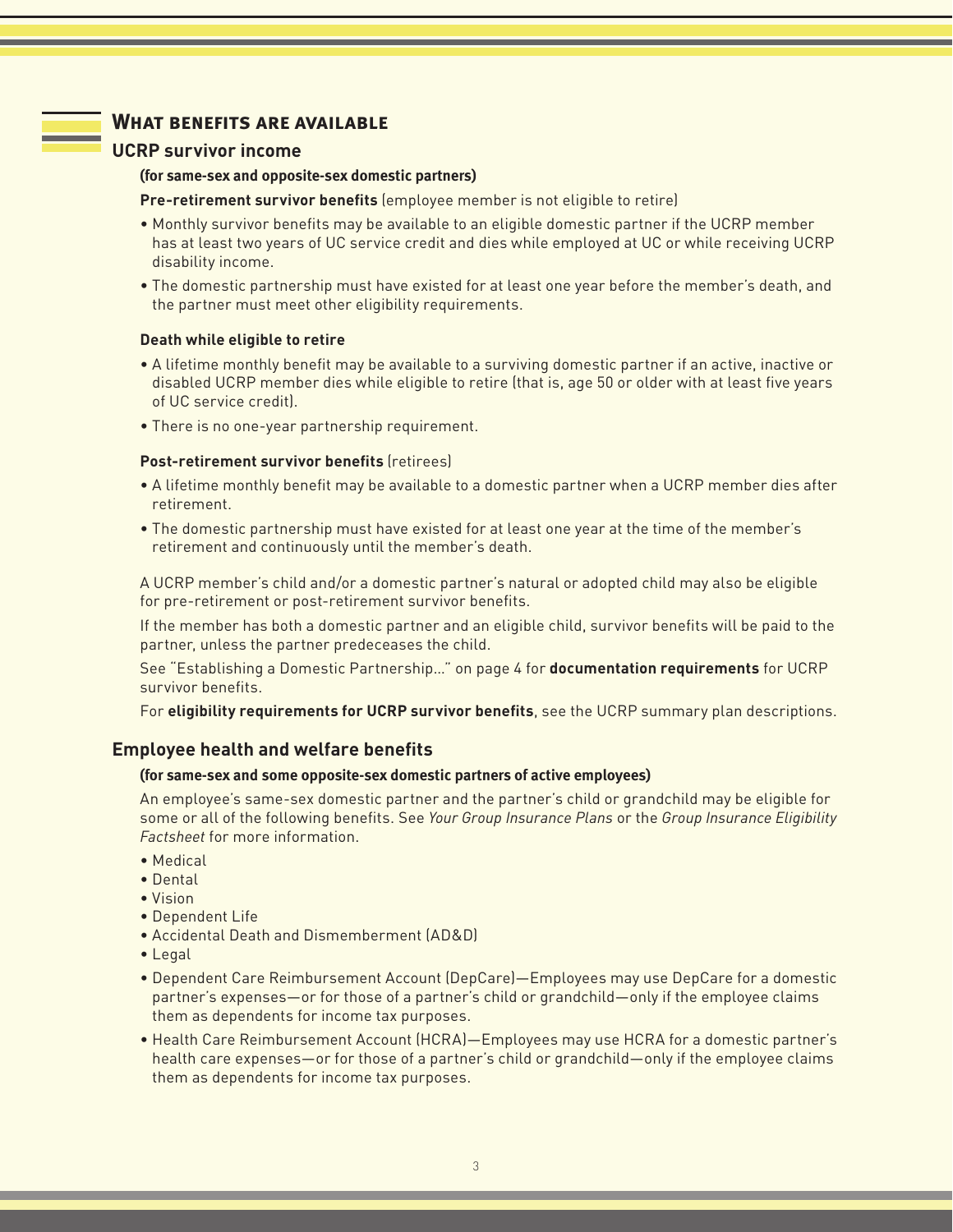# What benefits are available

## UCRP survivor income

**(for same-sex and opposite-sex domestic partners)**

**Pre-retirement survivor benefits** (employee member is not eligible to retire)

- Monthly survivor benefits may be available to an eligible domestic partner if the UCRP member has at least two years of UC service credit and dies while employed at UC or while receiving UCRP disability income.
- The domestic partnership must have existed for at least one year before the member's death, and the partner must meet other eligibility requirements.

**Death while eligible to retire**

- A lifetime monthly benefit may be available to a surviving domestic partner if an active, inactive or disabled UCRP member dies while eligible to retire (that is, age 50 or older with at least five years of UC service credit).
- There is no one-year partnership requirement.

**Post-retirement survivor benefits** (retirees)

- A lifetime monthly benefit may be available to a domestic partner when a UCRP member dies after retirement.
- The domestic partnership must have existed for at least one year at the time of the member's retirement and continuously until the member's death.

A UCRP member's child and/or a domestic partner's natural or adopted child may also be eligible for pre-retirement or post-retirement survivor benefits.

If the member has both a domestic partner and an eligible child, survivor benefits will be paid to the partner, unless the partner predeceases the child.

See "Establishing a Domestic Partnership..." on page 4 for **documentation requirements** for UCRP survivor benefits.

For **eligibility requirements for UCRP survivor benefits**, see the UCRP summary plan descriptions.

## Employee health and welfare benefits

**(for same-sex and some opposite-sex domestic partners of active employees)**

An employee's same-sex domestic partner and the partner's child or grandchild may be eligible for some or all of the following benefits. See *Your Group Insurance Plans* or the *Group Insurance Eligibility Factsheet* for more information.

- Medical
- Dental
- Vision
- Dependent Life
- Accidental Death and Dismemberment (AD&D)
- Legal
- Dependent Care Reimbursement Account (DepCare)—Employees may use DepCare for a domestic partner's expenses—or for those of a partner's child or grandchild—only if the employee claims them as dependents for income tax purposes.
- Health Care Reimbursement Account (HCRA)—Employees may use HCRA for a domestic partner's health care expenses—or for those of a partner's child or grandchild—only if the employee claims them as dependents for income tax purposes.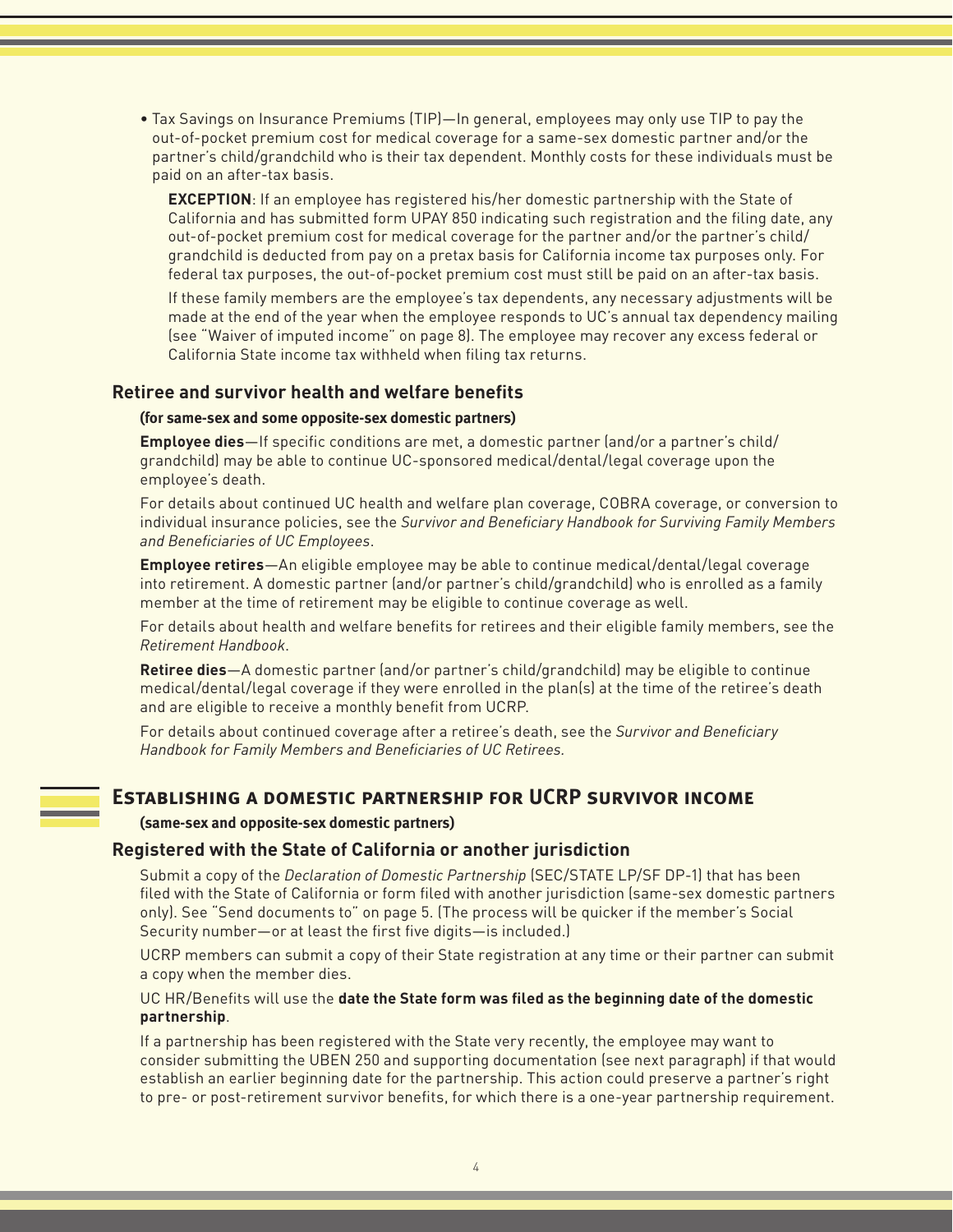- Tax Savings on Insurance Premiums (TIP)—In general, employees may only use TIP to pay the out-of-pocket premium cost for medical coverage for a same-sex domestic partner and/or the partner's child/grandchild who is their tax dependent. Monthly costs for these individuals must be paid on an after-tax basis.

  **EXCEPTION**: If an employee has registered his/her domestic partnership with the State of California and has submitted form UPAY 850 indicating such registration and the filing date, any out-of-pocket premium cost for medical coverage for the partner and/or the partner's child/grandchild is deducted from pay on a pretax basis for California income tax purposes only. For federal tax purposes, the out-of-pocket premium cost must still be paid on an after-tax basis.

  If these family members are the employee's tax dependents, any necessary adjustments will be made at the end of the year when the employee responds to UC's annual tax dependency mailing (see "Waiver of imputed income" on page 8). The employee may recover any excess federal or California State income tax withheld when filing tax returns.

### Retiree and survivor health and welfare benefits

**(for same-sex and some opposite-sex domestic partners)**

**Employee dies**—If specific conditions are met, a domestic partner (and/or a partner's child/grandchild) may be able to continue UC-sponsored medical/dental/legal coverage upon the employee's death.

For details about continued UC health and welfare plan coverage, COBRA coverage, or conversion to individual insurance policies, see the *Survivor and Beneficiary Handbook for Surviving Family Members and Beneficiaries of UC Employees*.

**Employee retires**—An eligible employee may be able to continue medical/dental/legal coverage into retirement. A domestic partner (and/or partner's child/grandchild) who is enrolled as a family member at the time of retirement may be eligible to continue coverage as well.

For details about health and welfare benefits for retirees and their eligible family members, see the *Retirement Handbook*.

**Retiree dies**—A domestic partner (and/or partner's child/grandchild) may be eligible to continue medical/dental/legal coverage if they were enrolled in the plan(s) at the time of the retiree's death and are eligible to receive a monthly benefit from UCRP.

For details about continued coverage after a retiree's death, see the *Survivor and Beneficiary Handbook for Family Members and Beneficiaries of UC Retirees.*

## Establishing a domestic partnership for UCRP survivor income

**(same-sex and opposite-sex domestic partners)**

### Registered with the State of California or another jurisdiction

Submit a copy of the *Declaration of Domestic Partnership* (SEC/STATE LP/SF DP-1) that has been filed with the State of California or form filed with another jurisdiction (same-sex domestic partners only). See "Send documents to" on page 5. (The process will be quicker if the member's Social Security number—or at least the first five digits—is included.)

UCRP members can submit a copy of their State registration at any time or their partner can submit a copy when the member dies.

UC HR/Benefits will use the **date the State form was filed as the beginning date of the domestic partnership**.

If a partnership has been registered with the State very recently, the employee may want to consider submitting the UBEN 250 and supporting documentation (see next paragraph) if that would establish an earlier beginning date for the partnership. This action could preserve a partner's right to pre- or post-retirement survivor benefits, for which there is a one-year partnership requirement.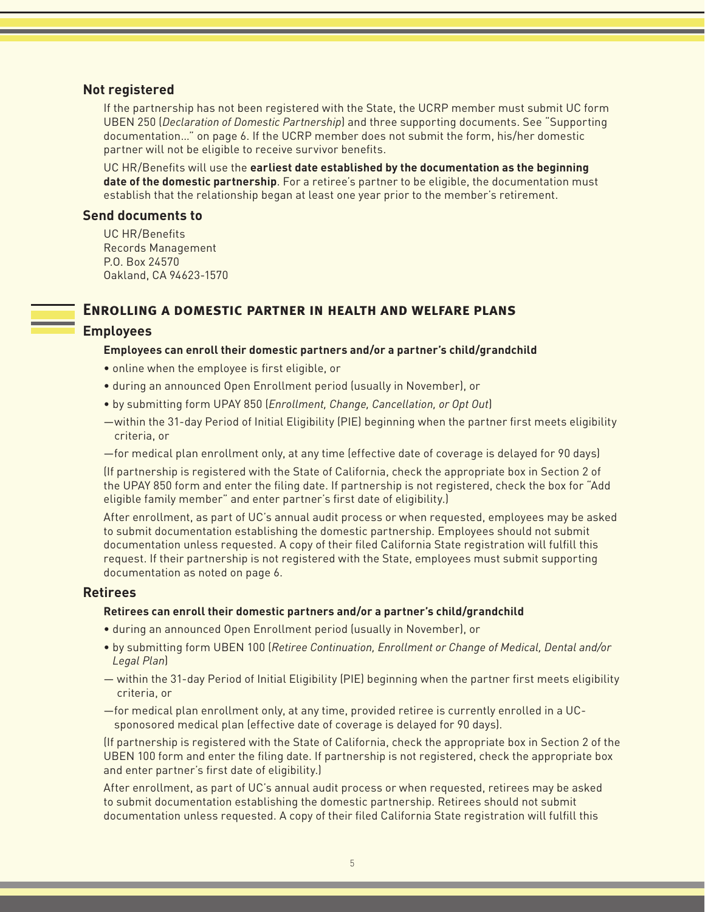### Not registered

If the partnership has not been registered with the State, the UCRP member must submit UC form UBEN 250 (*Declaration of Domestic Partnership*) and three supporting documents. See "Supporting documentation…" on page 6. If the UCRP member does not submit the form, his/her domestic partner will not be eligible to receive survivor benefits.

UC HR/Benefits will use the **earliest date established by the documentation as the beginning date of the domestic partnership**. For a retiree's partner to be eligible, the documentation must establish that the relationship began at least one year prior to the member's retirement.

### Send documents to

UC HR/Benefits
Records Management
P.O. Box 24570
Oakland, CA 94623-1570

## Enrolling a domestic partner in health and welfare plans

### Employees

**Employees can enroll their domestic partners and/or a partner's child/grandchild**

- online when the employee is first eligible, or
- during an announced Open Enrollment period (usually in November), or
- by submitting form UPAY 850 (*Enrollment, Change, Cancellation, or Opt Out*)

—within the 31-day Period of Initial Eligibility (PIE) beginning when the partner first meets eligibility criteria, or

—for medical plan enrollment only, at any time (effective date of coverage is delayed for 90 days)

(If partnership is registered with the State of California, check the appropriate box in Section 2 of the UPAY 850 form and enter the filing date. If partnership is not registered, check the box for "Add eligible family member" and enter partner's first date of eligibility.)

After enrollment, as part of UC's annual audit process or when requested, employees may be asked to submit documentation establishing the domestic partnership. Employees should not submit documentation unless requested. A copy of their filed California State registration will fulfill this request. If their partnership is not registered with the State, employees must submit supporting documentation as noted on page 6.

### Retirees

**Retirees can enroll their domestic partners and/or a partner's child/grandchild**

- during an announced Open Enrollment period (usually in November), or
- by submitting form UBEN 100 (*Retiree Continuation, Enrollment or Change of Medical, Dental and/or Legal Plan*)

— within the 31-day Period of Initial Eligibility (PIE) beginning when the partner first meets eligibility criteria, or

—for medical plan enrollment only, at any time, provided retiree is currently enrolled in a UC-sponosored medical plan (effective date of coverage is delayed for 90 days).

(If partnership is registered with the State of California, check the appropriate box in Section 2 of the UBEN 100 form and enter the filing date. If partnership is not registered, check the appropriate box and enter partner's first date of eligibility.)

After enrollment, as part of UC's annual audit process or when requested, retirees may be asked to submit documentation establishing the domestic partnership. Retirees should not submit documentation unless requested. A copy of their filed California State registration will fulfill this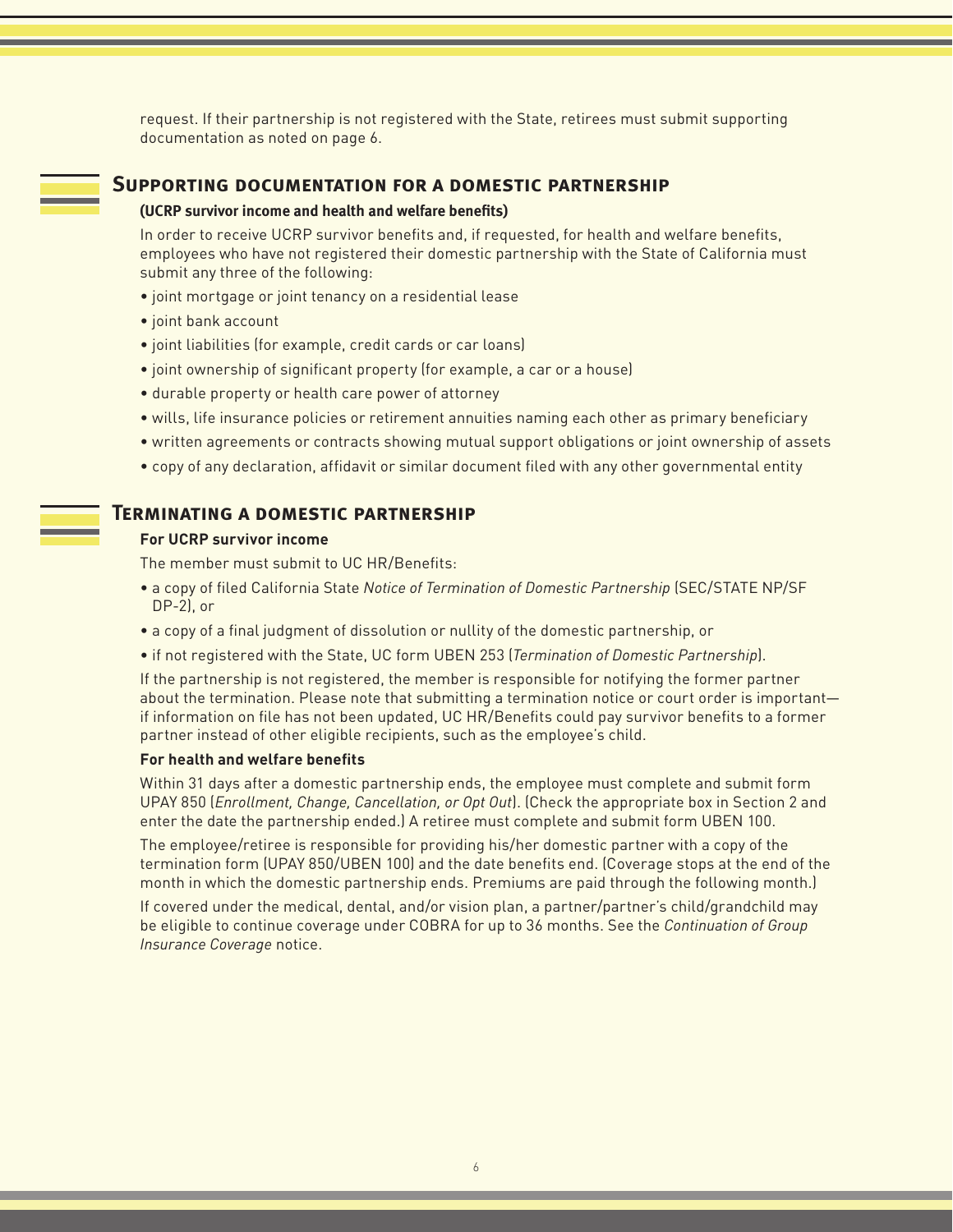request. If their partnership is not registered with the State, retirees must submit supporting documentation as noted on page 6.

## Supporting documentation for a domestic partnership

**(UCRP survivor income and health and welfare benefits)**

In order to receive UCRP survivor benefits and, if requested, for health and welfare benefits, employees who have not registered their domestic partnership with the State of California must submit any three of the following:

- joint mortgage or joint tenancy on a residential lease
- joint bank account
- joint liabilities (for example, credit cards or car loans)
- joint ownership of significant property (for example, a car or a house)
- durable property or health care power of attorney
- wills, life insurance policies or retirement annuities naming each other as primary beneficiary
- written agreements or contracts showing mutual support obligations or joint ownership of assets
- copy of any declaration, affidavit or similar document filed with any other governmental entity

## Terminating a domestic partnership

**For UCRP survivor income**

The member must submit to UC HR/Benefits:

- a copy of filed California State *Notice of Termination of Domestic Partnership* (SEC/STATE NP/SF DP-2), or
- a copy of a final judgment of dissolution or nullity of the domestic partnership, or
- if not registered with the State, UC form UBEN 253 (*Termination of Domestic Partnership*).

If the partnership is not registered, the member is responsible for notifying the former partner about the termination. Please note that submitting a termination notice or court order is important—if information on file has not been updated, UC HR/Benefits could pay survivor benefits to a former partner instead of other eligible recipients, such as the employee's child.

**For health and welfare benefits**

Within 31 days after a domestic partnership ends, the employee must complete and submit form UPAY 850 (*Enrollment, Change, Cancellation, or Opt Out*). (Check the appropriate box in Section 2 and enter the date the partnership ended.) A retiree must complete and submit form UBEN 100.

The employee/retiree is responsible for providing his/her domestic partner with a copy of the termination form (UPAY 850/UBEN 100) and the date benefits end. (Coverage stops at the end of the month in which the domestic partnership ends. Premiums are paid through the following month.)

If covered under the medical, dental, and/or vision plan, a partner/partner's child/grandchild may be eligible to continue coverage under COBRA for up to 36 months. See the *Continuation of Group Insurance Coverage* notice.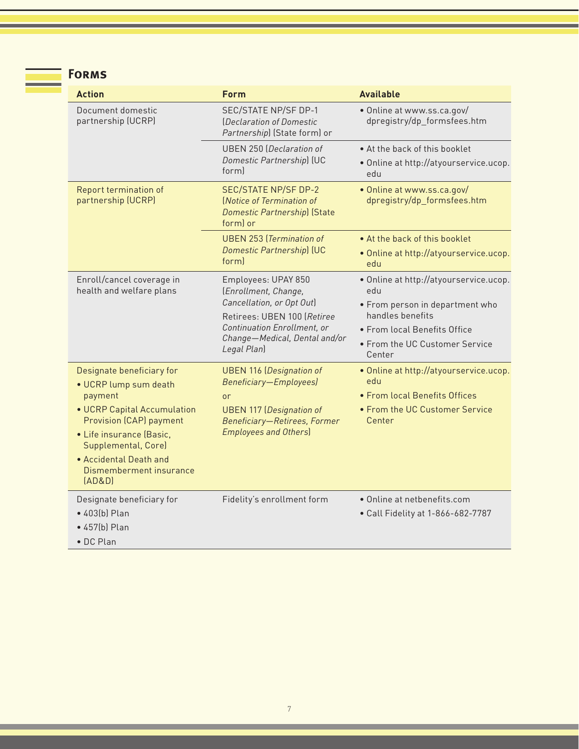## Forms

| Action | Form | Available |
|---|---|---|
| Document domestic partnership (UCRP) | SEC/STATE NP/SF DP-1 (*Declaration of Domestic Partnership*) (State form) or | • Online at www.ss.ca.gov/dpregistry/dp_formsfees.htm |
| | UBEN 250 (*Declaration of Domestic Partnership*) (UC form) | • At the back of this booklet<br>• Online at http://atyourservice.ucop.edu |
| Report termination of partnership (UCRP) | SEC/STATE NP/SF DP-2 (*Notice of Termination of Domestic Partnership*) (State form) or | • Online at www.ss.ca.gov/dpregistry/dp_formsfees.htm |
| | UBEN 253 (*Termination of Domestic Partnership*) (UC form) | • At the back of this booklet<br>• Online at http://atyourservice.ucop.edu |
| Enroll/cancel coverage in health and welfare plans | Employees: UPAY 850 (*Enrollment, Change, Cancellation, or Opt Out*)<br>Retirees: UBEN 100 (*Retiree Continuation Enrollment, or Change—Medical, Dental and/or Legal Plan*) | • Online at http://atyourservice.ucop.edu<br>• From person in department who handles benefits<br>• From local Benefits Office<br>• From the UC Customer Service Center |
| Designate beneficiary for<br>• UCRP lump sum death payment<br>• UCRP Capital Accumulation Provision (CAP) payment<br>• Life insurance (Basic, Supplemental, Core)<br>• Accidental Death and Dismemberment insurance (AD&D) | UBEN 116 (*Designation of Beneficiary—Employees)*<br>or<br>UBEN 117 (*Designation of Beneficiary—Retirees, Former Employees and Others*) | • Online at http://atyourservice.ucop.edu<br>• From local Benefits Offices<br>• From the UC Customer Service Center |
| Designate beneficiary for<br>• 403(b) Plan<br>• 457(b) Plan<br>• DC Plan | Fidelity's enrollment form | • Online at netbenefits.com<br>• Call Fidelity at 1-866-682-7787 |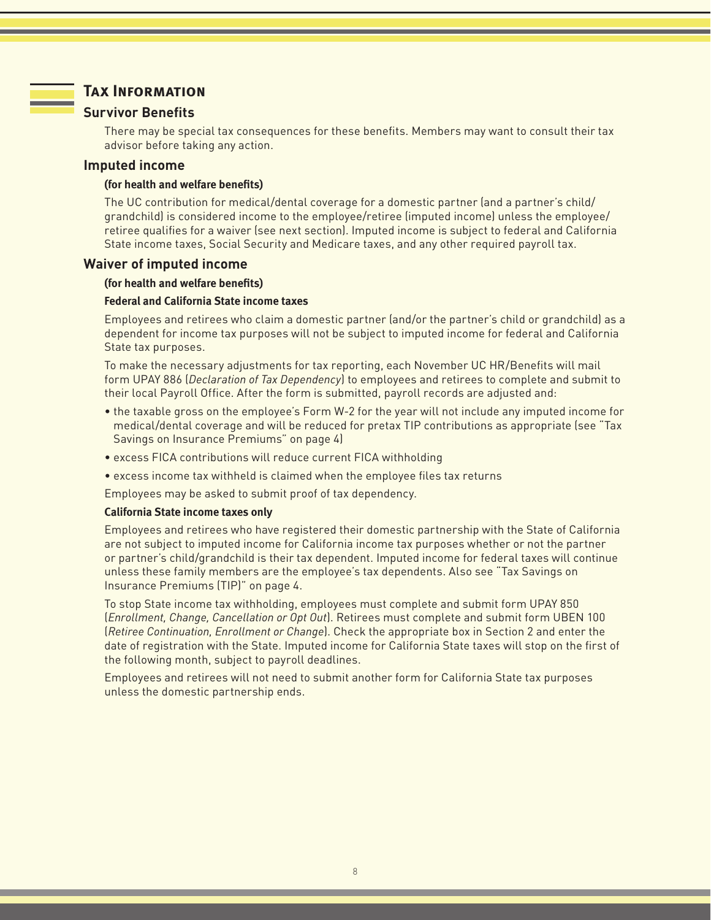# Tax Information

## Survivor Benefits

There may be special tax consequences for these benefits. Members may want to consult their tax advisor before taking any action.

## Imputed income

**(for health and welfare benefits)**

The UC contribution for medical/dental coverage for a domestic partner (and a partner's child/grandchild) is considered income to the employee/retiree (imputed income) unless the employee/retiree qualifies for a waiver (see next section). Imputed income is subject to federal and California State income taxes, Social Security and Medicare taxes, and any other required payroll tax.

## Waiver of imputed income

**(for health and welfare benefits)**

**Federal and California State income taxes**

Employees and retirees who claim a domestic partner (and/or the partner's child or grandchild) as a dependent for income tax purposes will not be subject to imputed income for federal and California State tax purposes.

To make the necessary adjustments for tax reporting, each November UC HR/Benefits will mail form UPAY 886 (*Declaration of Tax Dependency*) to employees and retirees to complete and submit to their local Payroll Office. After the form is submitted, payroll records are adjusted and:

- the taxable gross on the employee's Form W-2 for the year will not include any imputed income for medical/dental coverage and will be reduced for pretax TIP contributions as appropriate (see "Tax Savings on Insurance Premiums" on page 4)
- excess FICA contributions will reduce current FICA withholding
- excess income tax withheld is claimed when the employee files tax returns

Employees may be asked to submit proof of tax dependency.

**California State income taxes only**

Employees and retirees who have registered their domestic partnership with the State of California are not subject to imputed income for California income tax purposes whether or not the partner or partner's child/grandchild is their tax dependent. Imputed income for federal taxes will continue unless these family members are the employee's tax dependents. Also see "Tax Savings on Insurance Premiums (TIP)" on page 4.

To stop State income tax withholding, employees must complete and submit form UPAY 850 (*Enrollment, Change, Cancellation or Opt Out*). Retirees must complete and submit form UBEN 100 (*Retiree Continuation, Enrollment or Change*). Check the appropriate box in Section 2 and enter the date of registration with the State. Imputed income for California State taxes will stop on the first of the following month, subject to payroll deadlines.

Employees and retirees will not need to submit another form for California State tax purposes unless the domestic partnership ends.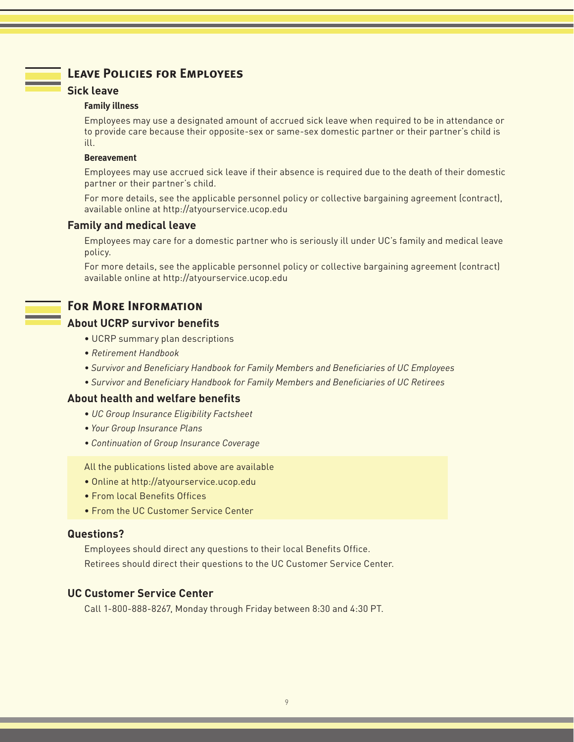## Leave Policies for Employees

### Sick leave

#### Family illness

Employees may use a designated amount of accrued sick leave when required to be in attendance or to provide care because their opposite-sex or same-sex domestic partner or their partner's child is ill.

#### Bereavement

Employees may use accrued sick leave if their absence is required due to the death of their domestic partner or their partner's child.

For more details, see the applicable personnel policy or collective bargaining agreement (contract), available online at http://atyourservice.ucop.edu

### Family and medical leave

Employees may care for a domestic partner who is seriously ill under UC's family and medical leave policy.

For more details, see the applicable personnel policy or collective bargaining agreement (contract) available online at http://atyourservice.ucop.edu

## For More Information

### About UCRP survivor benefits

- UCRP summary plan descriptions
- *Retirement Handbook*
- *Survivor and Beneficiary Handbook for Family Members and Beneficiaries of UC Employees*
- *Survivor and Beneficiary Handbook for Family Members and Beneficiaries of UC Retirees*

### About health and welfare benefits

- *UC Group Insurance Eligibility Factsheet*
- *Your Group Insurance Plans*
- *Continuation of Group Insurance Coverage*

All the publications listed above are available

- Online at http://atyourservice.ucop.edu
- From local Benefits Offices
- From the UC Customer Service Center

### Questions?

Employees should direct any questions to their local Benefits Office.

Retirees should direct their questions to the UC Customer Service Center.

### UC Customer Service Center

Call 1-800-888-8267, Monday through Friday between 8:30 and 4:30 PT.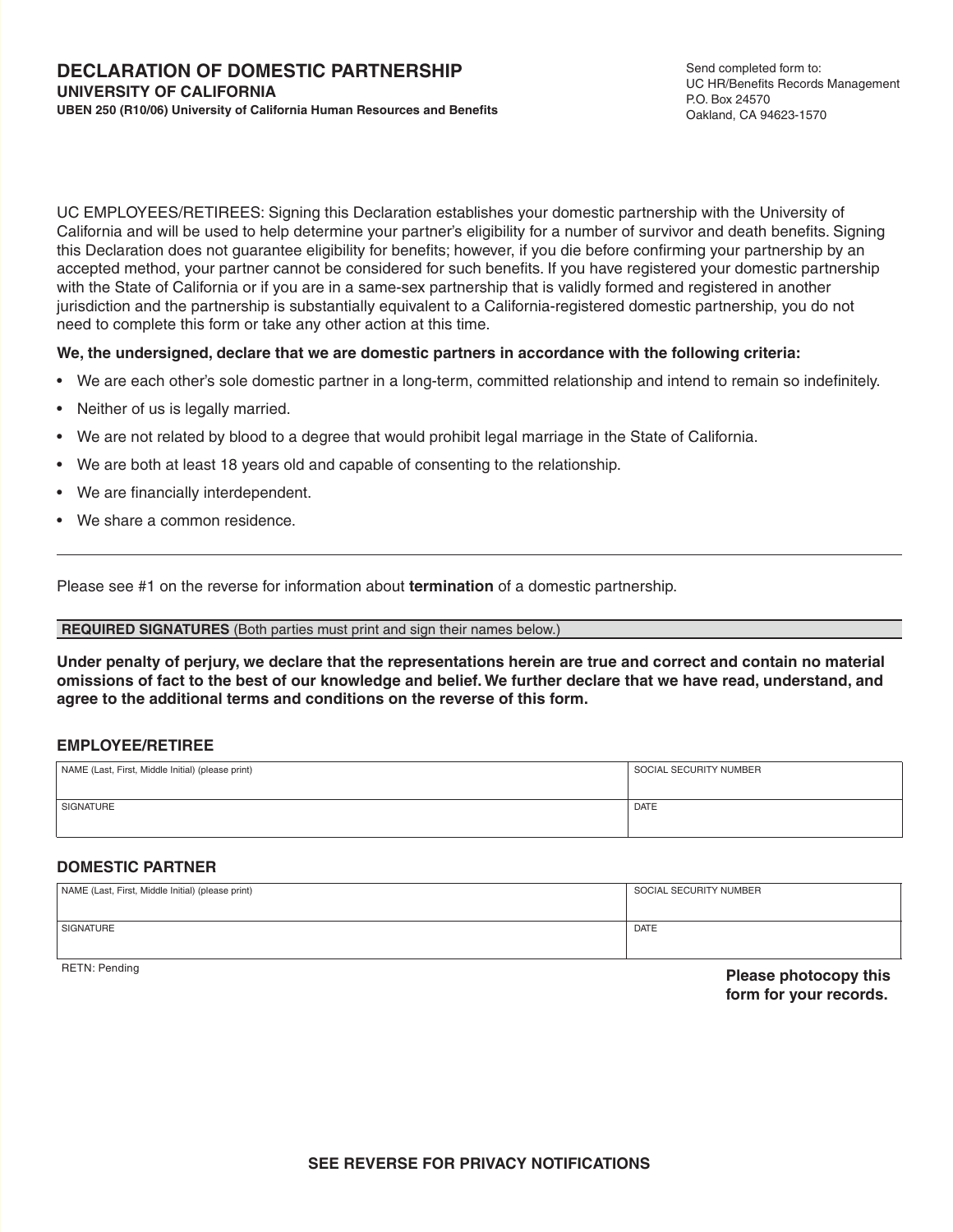# DECLARATION OF DOMESTIC PARTNERSHIP

**UNIVERSITY OF CALIFORNIA**

**UBEN 250 (R10/06) University of California Human Resources and Benefits**

Send completed form to:
UC HR/Benefits Records Management
P.O. Box 24570
Oakland, CA 94623-1570

UC EMPLOYEES/RETIREES: Signing this Declaration establishes your domestic partnership with the University of California and will be used to help determine your partner's eligibility for a number of survivor and death benefits. Signing this Declaration does not guarantee eligibility for benefits; however, if you die before confirming your partnership by an accepted method, your partner cannot be considered for such benefits. If you have registered your domestic partnership with the State of California or if you are in a same-sex partnership that is validly formed and registered in another jurisdiction and the partnership is substantially equivalent to a California-registered domestic partnership, you do not need to complete this form or take any other action at this time.

**We, the undersigned, declare that we are domestic partners in accordance with the following criteria:**

- We are each other's sole domestic partner in a long-term, committed relationship and intend to remain so indefinitely.
- Neither of us is legally married.
- We are not related by blood to a degree that would prohibit legal marriage in the State of California.
- We are both at least 18 years old and capable of consenting to the relationship.
- We are financially interdependent.
- We share a common residence.

---

Please see #1 on the reverse for information about **termination** of a domestic partnership.

**REQUIRED SIGNATURES** (Both parties must print and sign their names below.)

**Under penalty of perjury, we declare that the representations herein are true and correct and contain no material omissions of fact to the best of our knowledge and belief. We further declare that we have read, understand, and agree to the additional terms and conditions on the reverse of this form.**

### EMPLOYEE/RETIREE

| NAME (Last, First, Middle Initial) (please print) | SOCIAL SECURITY NUMBER |
|---|---|
| SIGNATURE | DATE |

### DOMESTIC PARTNER

| NAME (Last, First, Middle Initial) (please print) | SOCIAL SECURITY NUMBER |
|---|---|
| SIGNATURE | DATE |

RETN: Pending

**Please photocopy this form for your records.**

**SEE REVERSE FOR PRIVACY NOTIFICATIONS**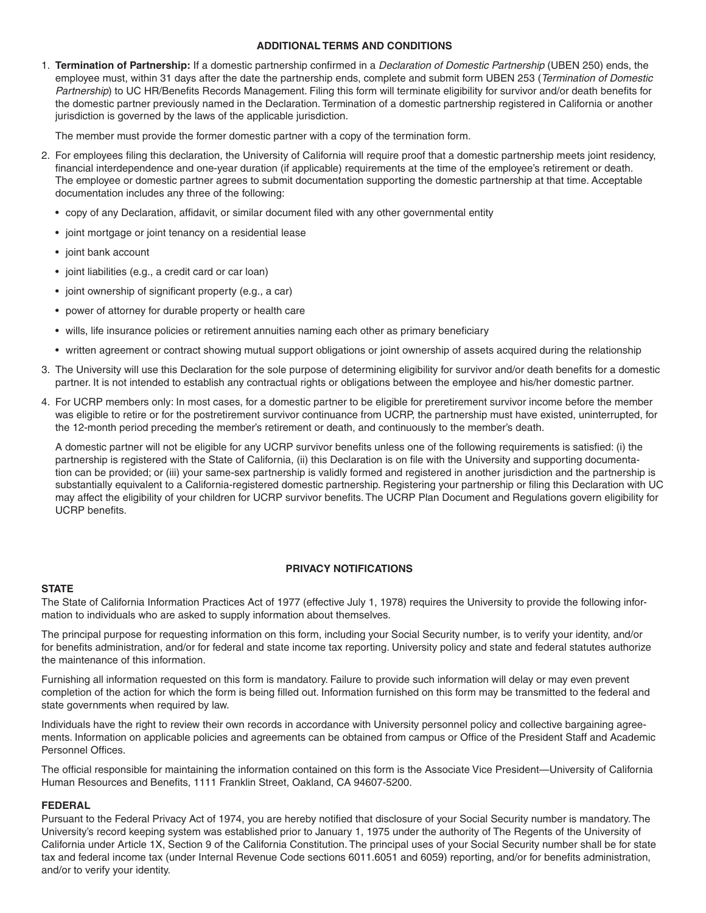## ADDITIONAL TERMS AND CONDITIONS

1. **Termination of Partnership:** If a domestic partnership confirmed in a *Declaration of Domestic Partnership* (UBEN 250) ends, the employee must, within 31 days after the date the partnership ends, complete and submit form UBEN 253 (*Termination of Domestic Partnership*) to UC HR/Benefits Records Management. Filing this form will terminate eligibility for survivor and/or death benefits for the domestic partner previously named in the Declaration. Termination of a domestic partnership registered in California or another jurisdiction is governed by the laws of the applicable jurisdiction.

   The member must provide the former domestic partner with a copy of the termination form.

2. For employees filing this declaration, the University of California will require proof that a domestic partnership meets joint residency, financial interdependence and one-year duration (if applicable) requirements at the time of the employee's retirement or death. The employee or domestic partner agrees to submit documentation supporting the domestic partnership at that time. Acceptable documentation includes any three of the following:

   - copy of any Declaration, affidavit, or similar document filed with any other governmental entity
   - joint mortgage or joint tenancy on a residential lease
   - joint bank account
   - joint liabilities (e.g., a credit card or car loan)
   - joint ownership of significant property (e.g., a car)
   - power of attorney for durable property or health care
   - wills, life insurance policies or retirement annuities naming each other as primary beneficiary
   - written agreement or contract showing mutual support obligations or joint ownership of assets acquired during the relationship

3. The University will use this Declaration for the sole purpose of determining eligibility for survivor and/or death benefits for a domestic partner. It is not intended to establish any contractual rights or obligations between the employee and his/her domestic partner.

4. For UCRP members only: In most cases, for a domestic partner to be eligible for preretirement survivor income before the member was eligible to retire or for the postretirement survivor continuance from UCRP, the partnership must have existed, uninterrupted, for the 12-month period preceding the member's retirement or death, and continuously to the member's death.

   A domestic partner will not be eligible for any UCRP survivor benefits unless one of the following requirements is satisfied: (i) the partnership is registered with the State of California, (ii) this Declaration is on file with the University and supporting documentation can be provided; or (iii) your same-sex partnership is validly formed and registered in another jurisdiction and the partnership is substantially equivalent to a California-registered domestic partnership. Registering your partnership or filing this Declaration with UC may affect the eligibility of your children for UCRP survivor benefits. The UCRP Plan Document and Regulations govern eligibility for UCRP benefits.

## PRIVACY NOTIFICATIONS

### STATE

The State of California Information Practices Act of 1977 (effective July 1, 1978) requires the University to provide the following information to individuals who are asked to supply information about themselves.

The principal purpose for requesting information on this form, including your Social Security number, is to verify your identity, and/or for benefits administration, and/or for federal and state income tax reporting. University policy and state and federal statutes authorize the maintenance of this information.

Furnishing all information requested on this form is mandatory. Failure to provide such information will delay or may even prevent completion of the action for which the form is being filled out. Information furnished on this form may be transmitted to the federal and state governments when required by law.

Individuals have the right to review their own records in accordance with University personnel policy and collective bargaining agreements. Information on applicable policies and agreements can be obtained from campus or Office of the President Staff and Academic Personnel Offices.

The official responsible for maintaining the information contained on this form is the Associate Vice President—University of California Human Resources and Benefits, 1111 Franklin Street, Oakland, CA 94607-5200.

### FEDERAL

Pursuant to the Federal Privacy Act of 1974, you are hereby notified that disclosure of your Social Security number is mandatory. The University's record keeping system was established prior to January 1, 1975 under the authority of The Regents of the University of California under Article 1X, Section 9 of the California Constitution. The principal uses of your Social Security number shall be for state tax and federal income tax (under Internal Revenue Code sections 6011.6051 and 6059) reporting, and/or for benefits administration, and/or to verify your identity.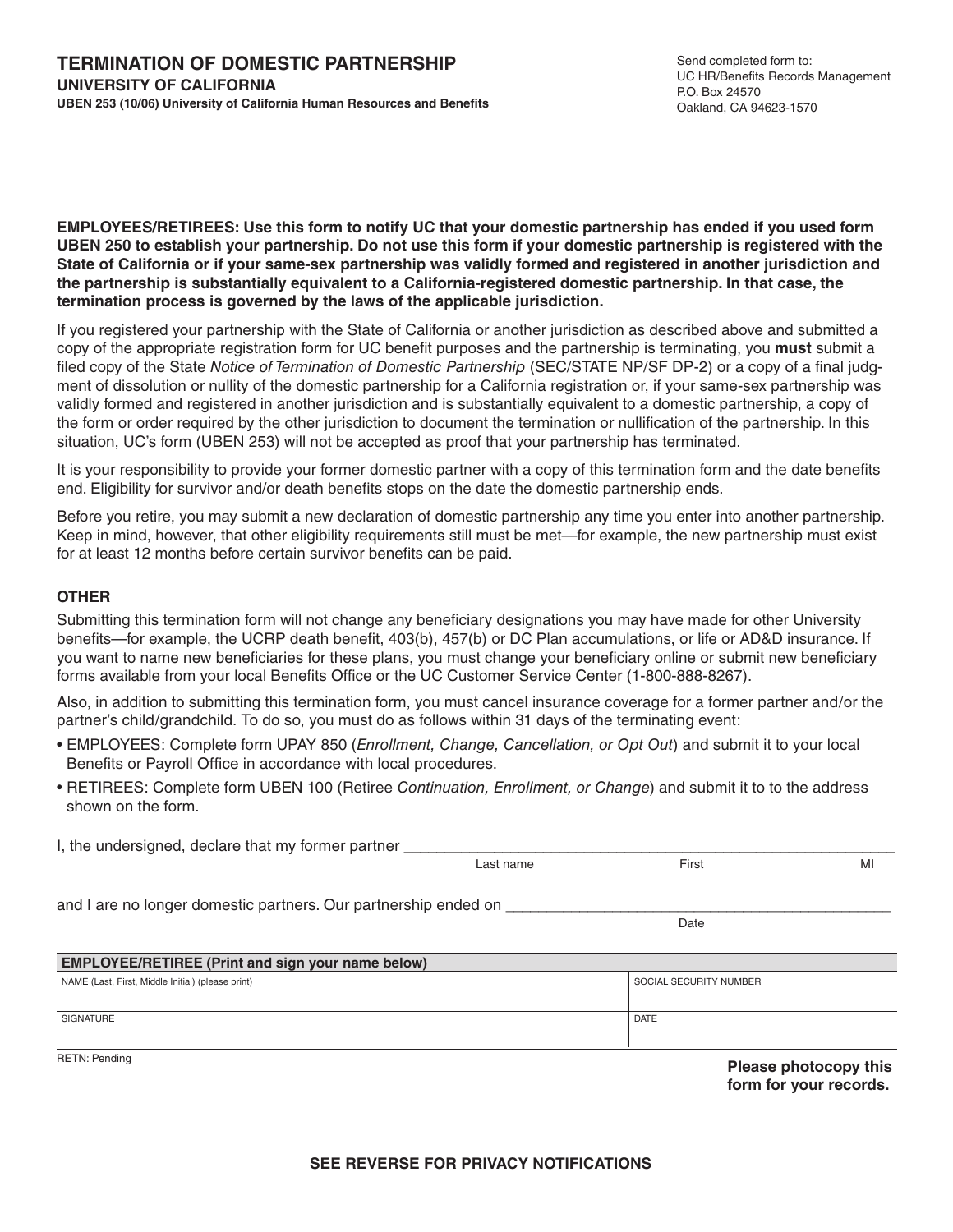# TERMINATION OF DOMESTIC PARTNERSHIP

**UNIVERSITY OF CALIFORNIA**

**UBEN 253 (10/06) University of California Human Resources and Benefits**

Send completed form to:
UC HR/Benefits Records Management
P.O. Box 24570
Oakland, CA 94623-1570

**EMPLOYEES/RETIREES: Use this form to notify UC that your domestic partnership has ended if you used form UBEN 250 to establish your partnership. Do not use this form if your domestic partnership is registered with the State of California or if your same-sex partnership was validly formed and registered in another jurisdiction and the partnership is substantially equivalent to a California-registered domestic partnership. In that case, the termination process is governed by the laws of the applicable jurisdiction.**

If you registered your partnership with the State of California or another jurisdiction as described above and submitted a copy of the appropriate registration form for UC benefit purposes and the partnership is terminating, you **must** submit a filed copy of the State *Notice of Termination of Domestic Partnership* (SEC/STATE NP/SF DP-2) or a copy of a final judgment of dissolution or nullity of the domestic partnership for a California registration or, if your same-sex partnership was validly formed and registered in another jurisdiction and is substantially equivalent to a domestic partnership, a copy of the form or order required by the other jurisdiction to document the termination or nullification of the partnership. In this situation, UC's form (UBEN 253) will not be accepted as proof that your partnership has terminated.

It is your responsibility to provide your former domestic partner with a copy of this termination form and the date benefits end. Eligibility for survivor and/or death benefits stops on the date the domestic partnership ends.

Before you retire, you may submit a new declaration of domestic partnership any time you enter into another partnership. Keep in mind, however, that other eligibility requirements still must be met—for example, the new partnership must exist for at least 12 months before certain survivor benefits can be paid.

## OTHER

Submitting this termination form will not change any beneficiary designations you may have made for other University benefits—for example, the UCRP death benefit, 403(b), 457(b) or DC Plan accumulations, or life or AD&D insurance. If you want to name new beneficiaries for these plans, you must change your beneficiary online or submit new beneficiary forms available from your local Benefits Office or the UC Customer Service Center (1-800-888-8267).

Also, in addition to submitting this termination form, you must cancel insurance coverage for a former partner and/or the partner's child/grandchild. To do so, you must do as follows within 31 days of the terminating event:

- EMPLOYEES: Complete form UPAY 850 (*Enrollment, Change, Cancellation, or Opt Out*) and submit it to your local Benefits or Payroll Office in accordance with local procedures.
- RETIREES: Complete form UBEN 100 (Retiree *Continuation, Enrollment, or Change*) and submit it to to the address shown on the form.

I, the undersigned, declare that my former partner ______________________________
Last name First MI

and I are no longer domestic partners. Our partnership ended on ______________________________
Date

| **EMPLOYEE/RETIREE (Print and sign your name below)** | |
|---|---|
| NAME (Last, First, Middle Initial) (please print) | SOCIAL SECURITY NUMBER |
| SIGNATURE | DATE |

RETN: Pending

**Please photocopy this form for your records.**

**SEE REVERSE FOR PRIVACY NOTIFICATIONS**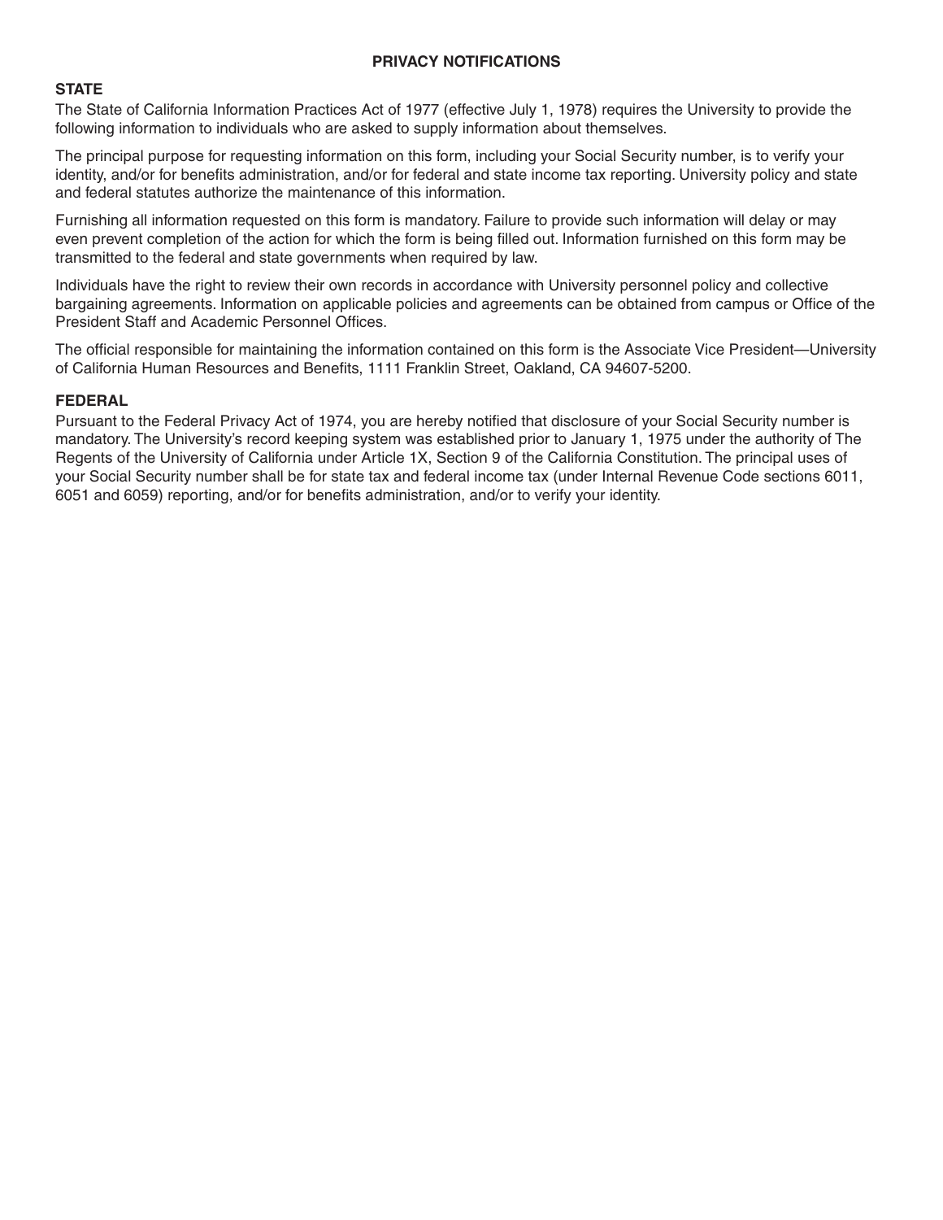# PRIVACY NOTIFICATIONS

## STATE

The State of California Information Practices Act of 1977 (effective July 1, 1978) requires the University to provide the following information to individuals who are asked to supply information about themselves.

The principal purpose for requesting information on this form, including your Social Security number, is to verify your identity, and/or for benefits administration, and/or for federal and state income tax reporting. University policy and state and federal statutes authorize the maintenance of this information.

Furnishing all information requested on this form is mandatory. Failure to provide such information will delay or may even prevent completion of the action for which the form is being filled out. Information furnished on this form may be transmitted to the federal and state governments when required by law.

Individuals have the right to review their own records in accordance with University personnel policy and collective bargaining agreements. Information on applicable policies and agreements can be obtained from campus or Office of the President Staff and Academic Personnel Offices.

The official responsible for maintaining the information contained on this form is the Associate Vice President—University of California Human Resources and Benefits, 1111 Franklin Street, Oakland, CA 94607-5200.

## FEDERAL

Pursuant to the Federal Privacy Act of 1974, you are hereby notified that disclosure of your Social Security number is mandatory. The University's record keeping system was established prior to January 1, 1975 under the authority of The Regents of the University of California under Article 1X, Section 9 of the California Constitution. The principal uses of your Social Security number shall be for state tax and federal income tax (under Internal Revenue Code sections 6011, 6051 and 6059) reporting, and/or for benefits administration, and/or to verify your identity.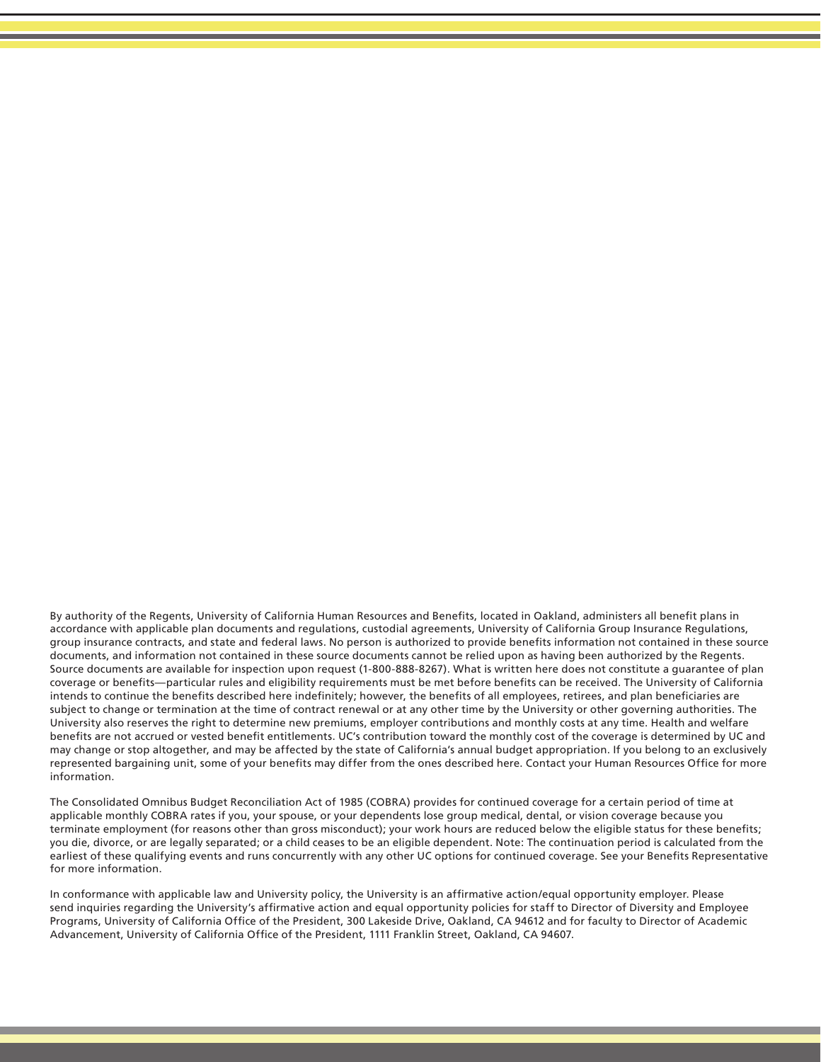By authority of the Regents, University of California Human Resources and Benefits, located in Oakland, administers all benefit plans in accordance with applicable plan documents and regulations, custodial agreements, University of California Group Insurance Regulations, group insurance contracts, and state and federal laws. No person is authorized to provide benefits information not contained in these source documents, and information not contained in these source documents cannot be relied upon as having been authorized by the Regents. Source documents are available for inspection upon request (1-800-888-8267). What is written here does not constitute a guarantee of plan coverage or benefits—particular rules and eligibility requirements must be met before benefits can be received. The University of California intends to continue the benefits described here indefinitely; however, the benefits of all employees, retirees, and plan beneficiaries are subject to change or termination at the time of contract renewal or at any other time by the University or other governing authorities. The University also reserves the right to determine new premiums, employer contributions and monthly costs at any time. Health and welfare benefits are not accrued or vested benefit entitlements. UC's contribution toward the monthly cost of the coverage is determined by UC and may change or stop altogether, and may be affected by the state of California's annual budget appropriation. If you belong to an exclusively represented bargaining unit, some of your benefits may differ from the ones described here. Contact your Human Resources Office for more information.

The Consolidated Omnibus Budget Reconciliation Act of 1985 (COBRA) provides for continued coverage for a certain period of time at applicable monthly COBRA rates if you, your spouse, or your dependents lose group medical, dental, or vision coverage because you terminate employment (for reasons other than gross misconduct); your work hours are reduced below the eligible status for these benefits; you die, divorce, or are legally separated; or a child ceases to be an eligible dependent. Note: The continuation period is calculated from the earliest of these qualifying events and runs concurrently with any other UC options for continued coverage. See your Benefits Representative for more information.

In conformance with applicable law and University policy, the University is an affirmative action/equal opportunity employer. Please send inquiries regarding the University's affirmative action and equal opportunity policies for staff to Director of Diversity and Employee Programs, University of California Office of the President, 300 Lakeside Drive, Oakland, CA 94612 and for faculty to Director of Academic Advancement, University of California Office of the President, 1111 Franklin Street, Oakland, CA 94607.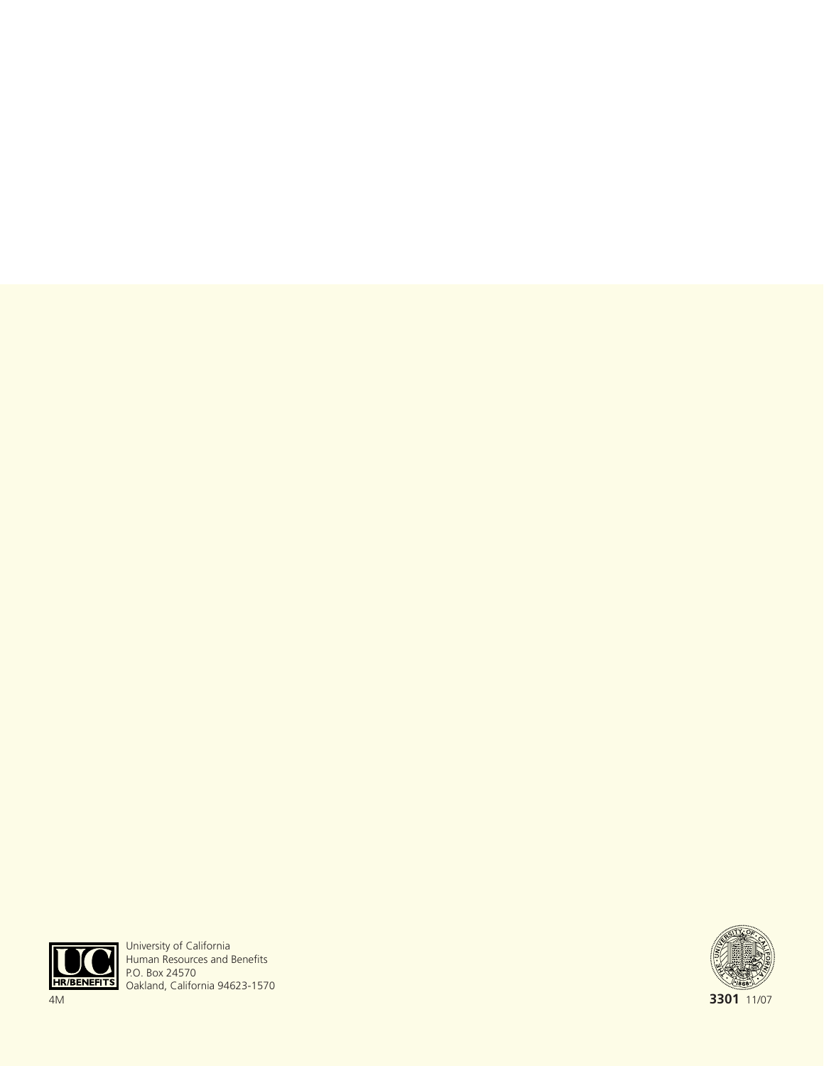University of California
Human Resources and Benefits
P.O. Box 24570
Oakland, California 94623-1570

4M

**3301** 11/07